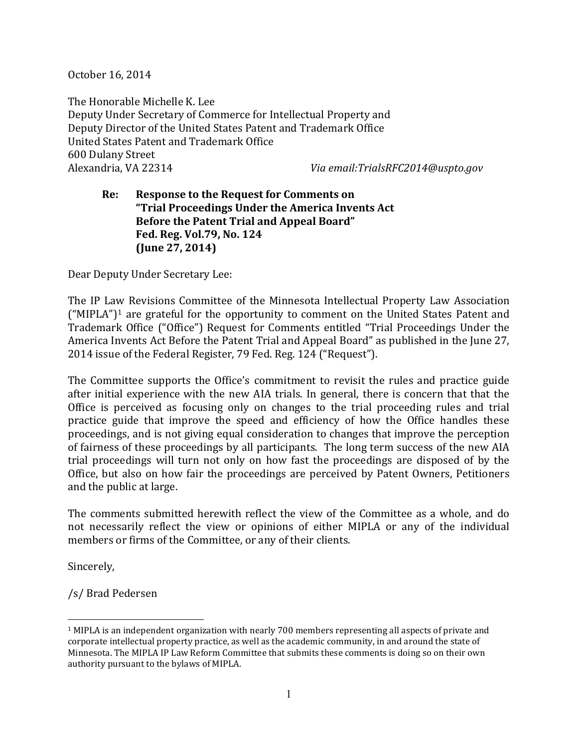October 16, 2014

The Honorable Michelle K. Lee
Deputy Under Secretary of Commerce for Intellectual Property and
Deputy Director of the United States Patent and Trademark Office
United States Patent and Trademark Office
600 Dulany Street
Alexandria, VA 22314 *Via email:TrialsRFC2014@uspto.gov*

**Re: Response to the Request for Comments on "Trial Proceedings Under the America Invents Act Before the Patent Trial and Appeal Board" Fed. Reg. Vol.79, No. 124 (June 27, 2014)**

Dear Deputy Under Secretary Lee:

The IP Law Revisions Committee of the Minnesota Intellectual Property Law Association ("MIPLA")[1] are grateful for the opportunity to comment on the United States Patent and Trademark Office ("Office") Request for Comments entitled "Trial Proceedings Under the America Invents Act Before the Patent Trial and Appeal Board" as published in the June 27, 2014 issue of the Federal Register, 79 Fed. Reg. 124 ("Request").

The Committee supports the Office's commitment to revisit the rules and practice guide after initial experience with the new AIA trials. In general, there is concern that that the Office is perceived as focusing only on changes to the trial proceeding rules and trial practice guide that improve the speed and efficiency of how the Office handles these proceedings, and is not giving equal consideration to changes that improve the perception of fairness of these proceedings by all participants. The long term success of the new AIA trial proceedings will turn not only on how fast the proceedings are disposed of by the Office, but also on how fair the proceedings are perceived by Patent Owners, Petitioners and the public at large.

The comments submitted herewith reflect the view of the Committee as a whole, and do not necessarily reflect the view or opinions of either MIPLA or any of the individual members or firms of the Committee, or any of their clients.

Sincerely,

/s/ Brad Pedersen

---

[1] MIPLA is an independent organization with nearly 700 members representing all aspects of private and corporate intellectual property practice, as well as the academic community, in and around the state of Minnesota. The MIPLA IP Law Reform Committee that submits these comments is doing so on their own authority pursuant to the bylaws of MIPLA.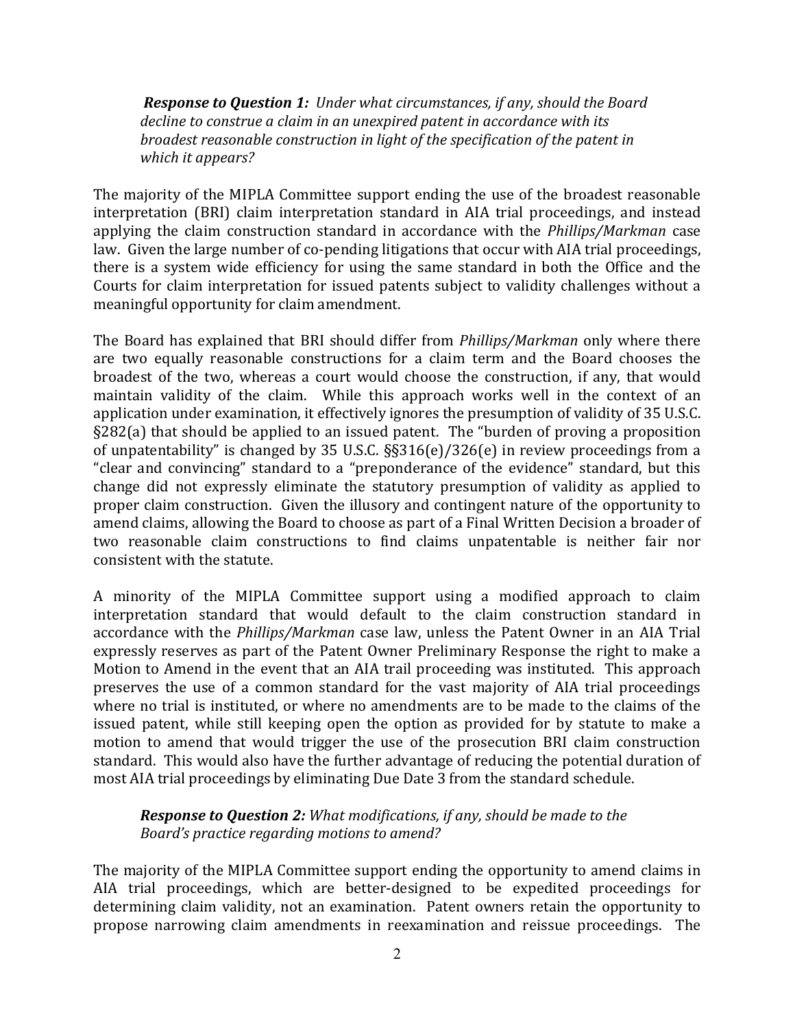***Response to Question 1:*** *Under what circumstances, if any, should the Board decline to construe a claim in an unexpired patent in accordance with its broadest reasonable construction in light of the specification of the patent in which it appears?*

The majority of the MIPLA Committee support ending the use of the broadest reasonable interpretation (BRI) claim interpretation standard in AIA trial proceedings, and instead applying the claim construction standard in accordance with the *Phillips/Markman* case law. Given the large number of co-pending litigations that occur with AIA trial proceedings, there is a system wide efficiency for using the same standard in both the Office and the Courts for claim interpretation for issued patents subject to validity challenges without a meaningful opportunity for claim amendment.

The Board has explained that BRI should differ from *Phillips/Markman* only where there are two equally reasonable constructions for a claim term and the Board chooses the broadest of the two, whereas a court would choose the construction, if any, that would maintain validity of the claim. While this approach works well in the context of an application under examination, it effectively ignores the presumption of validity of 35 U.S.C. §282(a) that should be applied to an issued patent. The "burden of proving a proposition of unpatentability" is changed by 35 U.S.C. §§316(e)/326(e) in review proceedings from a "clear and convincing" standard to a "preponderance of the evidence" standard, but this change did not expressly eliminate the statutory presumption of validity as applied to proper claim construction. Given the illusory and contingent nature of the opportunity to amend claims, allowing the Board to choose as part of a Final Written Decision a broader of two reasonable claim constructions to find claims unpatentable is neither fair nor consistent with the statute.

A minority of the MIPLA Committee support using a modified approach to claim interpretation standard that would default to the claim construction standard in accordance with the *Phillips/Markman* case law, unless the Patent Owner in an AIA Trial expressly reserves as part of the Patent Owner Preliminary Response the right to make a Motion to Amend in the event that an AIA trail proceeding was instituted. This approach preserves the use of a common standard for the vast majority of AIA trial proceedings where no trial is instituted, or where no amendments are to be made to the claims of the issued patent, while still keeping open the option as provided for by statute to make a motion to amend that would trigger the use of the prosecution BRI claim construction standard. This would also have the further advantage of reducing the potential duration of most AIA trial proceedings by eliminating Due Date 3 from the standard schedule.

***Response to Question 2:*** *What modifications, if any, should be made to the Board's practice regarding motions to amend?*

The majority of the MIPLA Committee support ending the opportunity to amend claims in AIA trial proceedings, which are better-designed to be expedited proceedings for determining claim validity, not an examination. Patent owners retain the opportunity to propose narrowing claim amendments in reexamination and reissue proceedings. The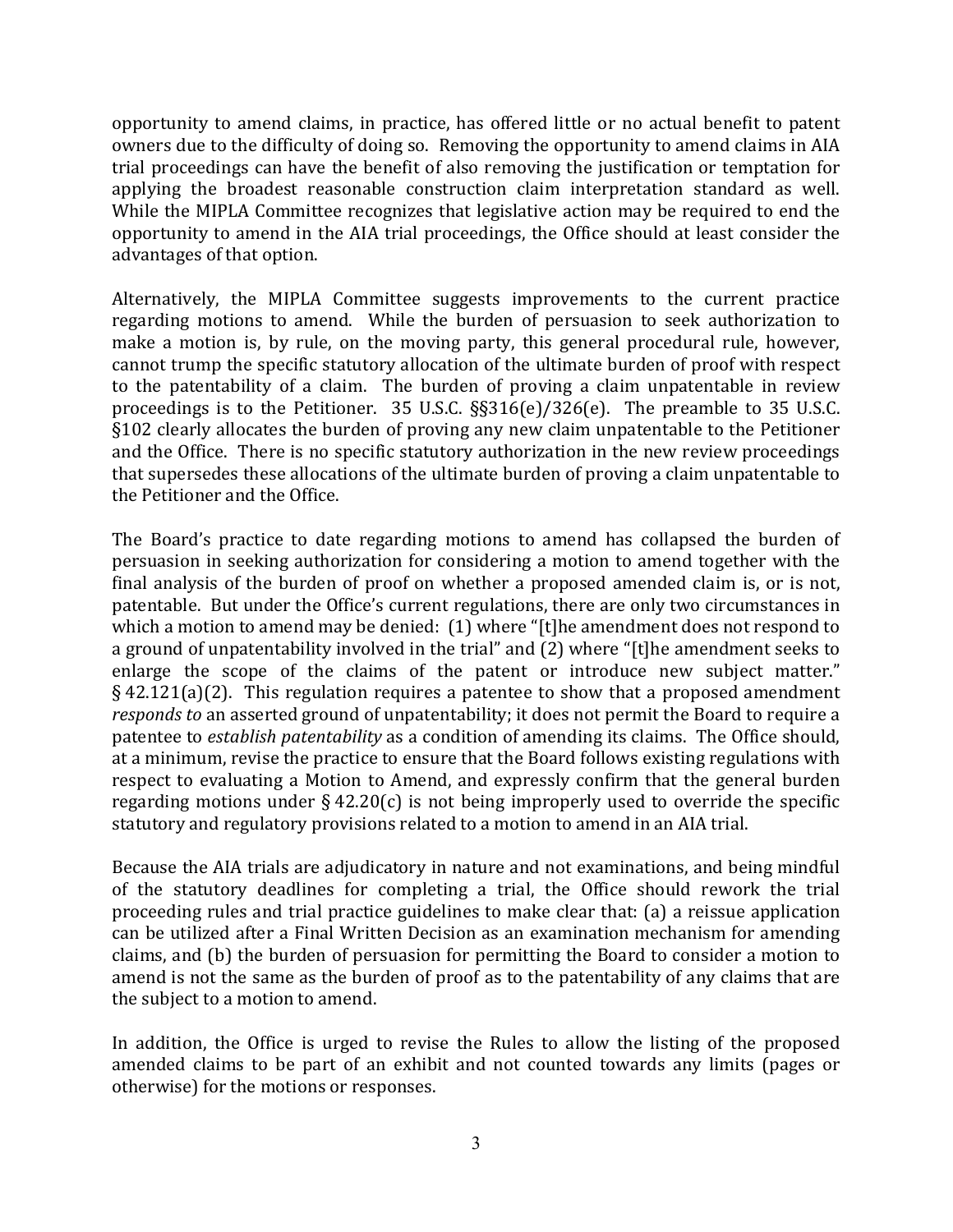opportunity to amend claims, in practice, has offered little or no actual benefit to patent owners due to the difficulty of doing so. Removing the opportunity to amend claims in AIA trial proceedings can have the benefit of also removing the justification or temptation for applying the broadest reasonable construction claim interpretation standard as well. While the MIPLA Committee recognizes that legislative action may be required to end the opportunity to amend in the AIA trial proceedings, the Office should at least consider the advantages of that option.

Alternatively, the MIPLA Committee suggests improvements to the current practice regarding motions to amend. While the burden of persuasion to seek authorization to make a motion is, by rule, on the moving party, this general procedural rule, however, cannot trump the specific statutory allocation of the ultimate burden of proof with respect to the patentability of a claim. The burden of proving a claim unpatentable in review proceedings is to the Petitioner. 35 U.S.C. §§316(e)/326(e). The preamble to 35 U.S.C. §102 clearly allocates the burden of proving any new claim unpatentable to the Petitioner and the Office. There is no specific statutory authorization in the new review proceedings that supersedes these allocations of the ultimate burden of proving a claim unpatentable to the Petitioner and the Office.

The Board's practice to date regarding motions to amend has collapsed the burden of persuasion in seeking authorization for considering a motion to amend together with the final analysis of the burden of proof on whether a proposed amended claim is, or is not, patentable. But under the Office's current regulations, there are only two circumstances in which a motion to amend may be denied: (1) where "[t]he amendment does not respond to a ground of unpatentability involved in the trial" and (2) where "[t]he amendment seeks to enlarge the scope of the claims of the patent or introduce new subject matter." § 42.121(a)(2). This regulation requires a patentee to show that a proposed amendment *responds to* an asserted ground of unpatentability; it does not permit the Board to require a patentee to *establish patentability* as a condition of amending its claims. The Office should, at a minimum, revise the practice to ensure that the Board follows existing regulations with respect to evaluating a Motion to Amend, and expressly confirm that the general burden regarding motions under § 42.20(c) is not being improperly used to override the specific statutory and regulatory provisions related to a motion to amend in an AIA trial.

Because the AIA trials are adjudicatory in nature and not examinations, and being mindful of the statutory deadlines for completing a trial, the Office should rework the trial proceeding rules and trial practice guidelines to make clear that: (a) a reissue application can be utilized after a Final Written Decision as an examination mechanism for amending claims, and (b) the burden of persuasion for permitting the Board to consider a motion to amend is not the same as the burden of proof as to the patentability of any claims that are the subject to a motion to amend.

In addition, the Office is urged to revise the Rules to allow the listing of the proposed amended claims to be part of an exhibit and not counted towards any limits (pages or otherwise) for the motions or responses.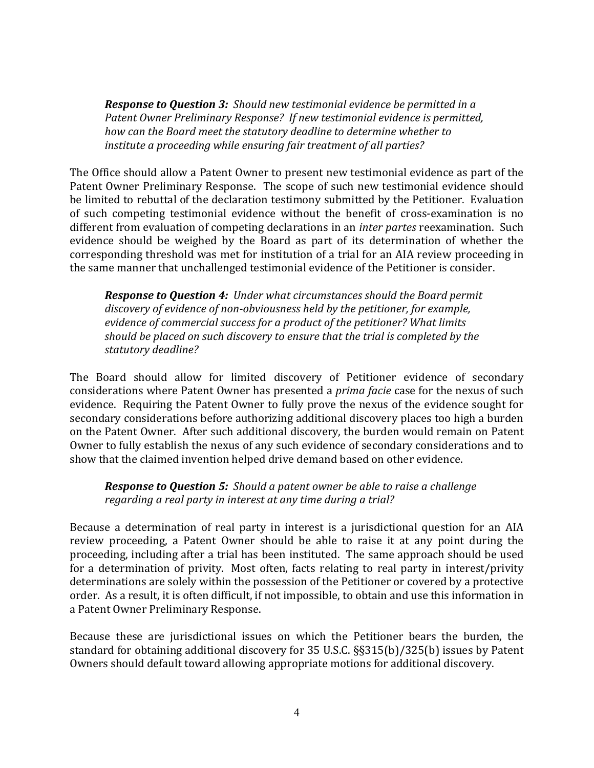***Response to Question 3:*** *Should new testimonial evidence be permitted in a Patent Owner Preliminary Response? If new testimonial evidence is permitted, how can the Board meet the statutory deadline to determine whether to institute a proceeding while ensuring fair treatment of all parties?*

The Office should allow a Patent Owner to present new testimonial evidence as part of the Patent Owner Preliminary Response. The scope of such new testimonial evidence should be limited to rebuttal of the declaration testimony submitted by the Petitioner. Evaluation of such competing testimonial evidence without the benefit of cross-examination is no different from evaluation of competing declarations in an *inter partes* reexamination. Such evidence should be weighed by the Board as part of its determination of whether the corresponding threshold was met for institution of a trial for an AIA review proceeding in the same manner that unchallenged testimonial evidence of the Petitioner is consider.

***Response to Question 4:*** *Under what circumstances should the Board permit discovery of evidence of non-obviousness held by the petitioner, for example, evidence of commercial success for a product of the petitioner? What limits should be placed on such discovery to ensure that the trial is completed by the statutory deadline?*

The Board should allow for limited discovery of Petitioner evidence of secondary considerations where Patent Owner has presented a *prima facie* case for the nexus of such evidence. Requiring the Patent Owner to fully prove the nexus of the evidence sought for secondary considerations before authorizing additional discovery places too high a burden on the Patent Owner. After such additional discovery, the burden would remain on Patent Owner to fully establish the nexus of any such evidence of secondary considerations and to show that the claimed invention helped drive demand based on other evidence.

***Response to Question 5:*** *Should a patent owner be able to raise a challenge regarding a real party in interest at any time during a trial?*

Because a determination of real party in interest is a jurisdictional question for an AIA review proceeding, a Patent Owner should be able to raise it at any point during the proceeding, including after a trial has been instituted. The same approach should be used for a determination of privity. Most often, facts relating to real party in interest/privity determinations are solely within the possession of the Petitioner or covered by a protective order. As a result, it is often difficult, if not impossible, to obtain and use this information in a Patent Owner Preliminary Response.

Because these are jurisdictional issues on which the Petitioner bears the burden, the standard for obtaining additional discovery for 35 U.S.C. §§315(b)/325(b) issues by Patent Owners should default toward allowing appropriate motions for additional discovery.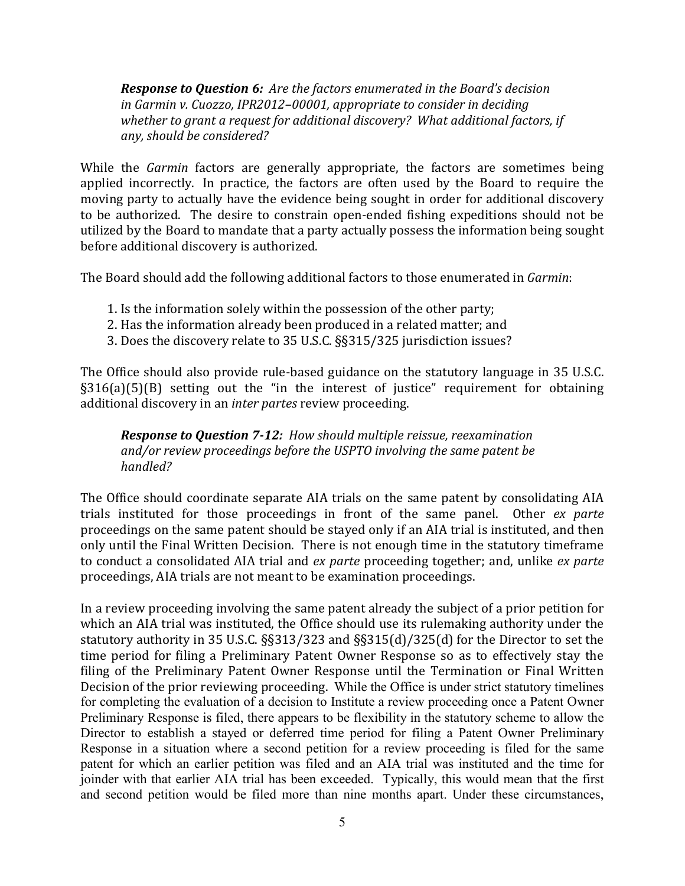***Response to Question 6:*** *Are the factors enumerated in the Board's decision in Garmin v. Cuozzo, IPR2012–00001, appropriate to consider in deciding whether to grant a request for additional discovery? What additional factors, if any, should be considered?*

While the *Garmin* factors are generally appropriate, the factors are sometimes being applied incorrectly. In practice, the factors are often used by the Board to require the moving party to actually have the evidence being sought in order for additional discovery to be authorized. The desire to constrain open-ended fishing expeditions should not be utilized by the Board to mandate that a party actually possess the information being sought before additional discovery is authorized.

The Board should add the following additional factors to those enumerated in *Garmin*:

1. Is the information solely within the possession of the other party;
2. Has the information already been produced in a related matter; and
3. Does the discovery relate to 35 U.S.C. §§315/325 jurisdiction issues?

The Office should also provide rule-based guidance on the statutory language in 35 U.S.C. §316(a)(5)(B) setting out the "in the interest of justice" requirement for obtaining additional discovery in an *inter partes* review proceeding.

***Response to Question 7-12:*** *How should multiple reissue, reexamination and/or review proceedings before the USPTO involving the same patent be handled?*

The Office should coordinate separate AIA trials on the same patent by consolidating AIA trials instituted for those proceedings in front of the same panel. Other *ex parte* proceedings on the same patent should be stayed only if an AIA trial is instituted, and then only until the Final Written Decision. There is not enough time in the statutory timeframe to conduct a consolidated AIA trial and *ex parte* proceeding together; and, unlike *ex parte* proceedings, AIA trials are not meant to be examination proceedings.

In a review proceeding involving the same patent already the subject of a prior petition for which an AIA trial was instituted, the Office should use its rulemaking authority under the statutory authority in 35 U.S.C. §§313/323 and §§315(d)/325(d) for the Director to set the time period for filing a Preliminary Patent Owner Response so as to effectively stay the filing of the Preliminary Patent Owner Response until the Termination or Final Written Decision of the prior reviewing proceeding. While the Office is under strict statutory timelines for completing the evaluation of a decision to Institute a review proceeding once a Patent Owner Preliminary Response is filed, there appears to be flexibility in the statutory scheme to allow the Director to establish a stayed or deferred time period for filing a Patent Owner Preliminary Response in a situation where a second petition for a review proceeding is filed for the same patent for which an earlier petition was filed and an AIA trial was instituted and the time for joinder with that earlier AIA trial has been exceeded. Typically, this would mean that the first and second petition would be filed more than nine months apart. Under these circumstances,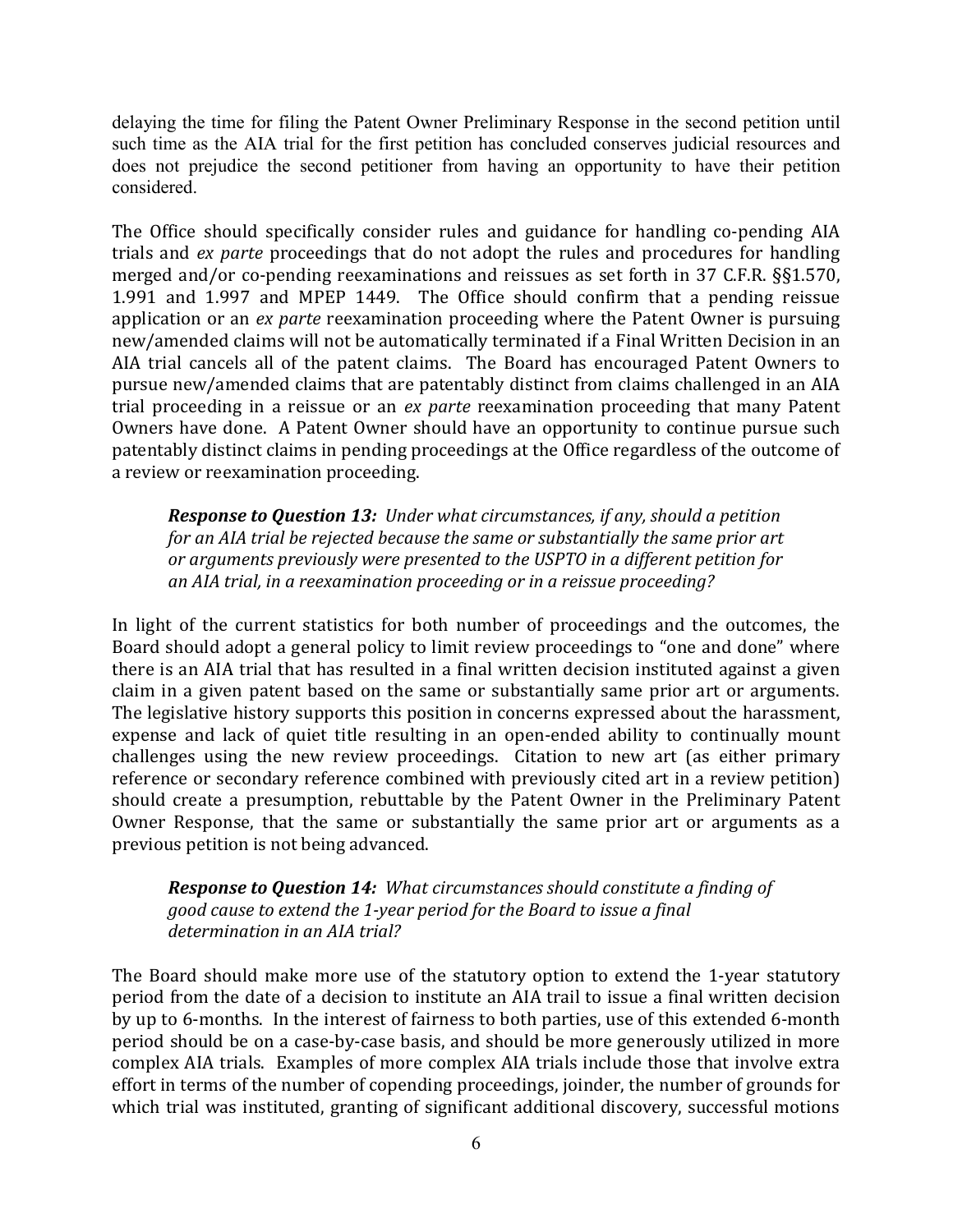delaying the time for filing the Patent Owner Preliminary Response in the second petition until such time as the AIA trial for the first petition has concluded conserves judicial resources and does not prejudice the second petitioner from having an opportunity to have their petition considered.

The Office should specifically consider rules and guidance for handling co-pending AIA trials and *ex parte* proceedings that do not adopt the rules and procedures for handling merged and/or co-pending reexaminations and reissues as set forth in 37 C.F.R. §§1.570, 1.991 and 1.997 and MPEP 1449. The Office should confirm that a pending reissue application or an *ex parte* reexamination proceeding where the Patent Owner is pursuing new/amended claims will not be automatically terminated if a Final Written Decision in an AIA trial cancels all of the patent claims. The Board has encouraged Patent Owners to pursue new/amended claims that are patentably distinct from claims challenged in an AIA trial proceeding in a reissue or an *ex parte* reexamination proceeding that many Patent Owners have done. A Patent Owner should have an opportunity to continue pursue such patentably distinct claims in pending proceedings at the Office regardless of the outcome of a review or reexamination proceeding.

> ***Response to Question 13:*** *Under what circumstances, if any, should a petition for an AIA trial be rejected because the same or substantially the same prior art or arguments previously were presented to the USPTO in a different petition for an AIA trial, in a reexamination proceeding or in a reissue proceeding?*

In light of the current statistics for both number of proceedings and the outcomes, the Board should adopt a general policy to limit review proceedings to "one and done" where there is an AIA trial that has resulted in a final written decision instituted against a given claim in a given patent based on the same or substantially same prior art or arguments. The legislative history supports this position in concerns expressed about the harassment, expense and lack of quiet title resulting in an open-ended ability to continually mount challenges using the new review proceedings. Citation to new art (as either primary reference or secondary reference combined with previously cited art in a review petition) should create a presumption, rebuttable by the Patent Owner in the Preliminary Patent Owner Response, that the same or substantially the same prior art or arguments as a previous petition is not being advanced.

> ***Response to Question 14:*** *What circumstances should constitute a finding of good cause to extend the 1-year period for the Board to issue a final determination in an AIA trial?*

The Board should make more use of the statutory option to extend the 1-year statutory period from the date of a decision to institute an AIA trail to issue a final written decision by up to 6-months. In the interest of fairness to both parties, use of this extended 6-month period should be on a case-by-case basis, and should be more generously utilized in more complex AIA trials. Examples of more complex AIA trials include those that involve extra effort in terms of the number of copending proceedings, joinder, the number of grounds for which trial was instituted, granting of significant additional discovery, successful motions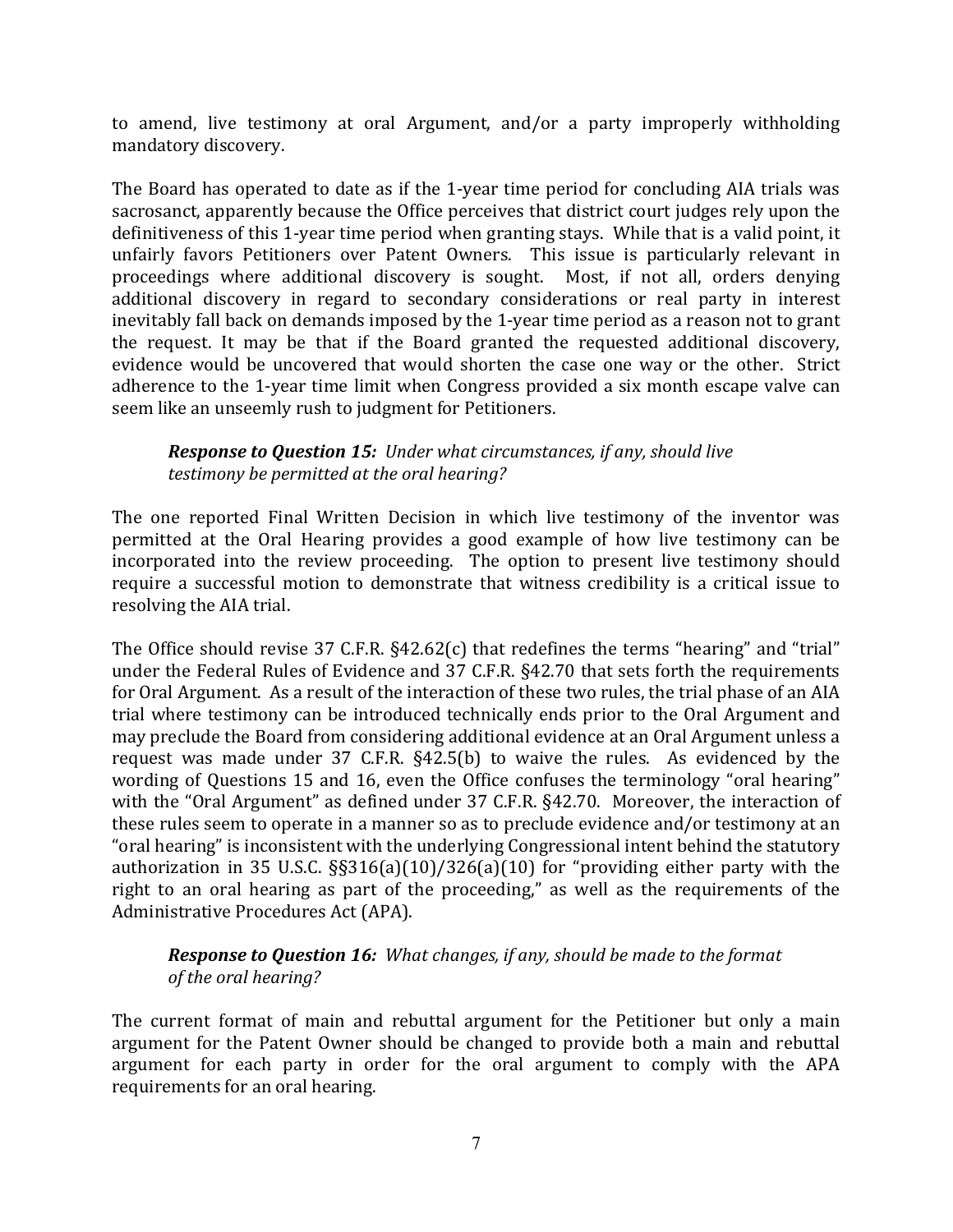to amend, live testimony at oral Argument, and/or a party improperly withholding mandatory discovery.

The Board has operated to date as if the 1-year time period for concluding AIA trials was sacrosanct, apparently because the Office perceives that district court judges rely upon the definitiveness of this 1-year time period when granting stays. While that is a valid point, it unfairly favors Petitioners over Patent Owners. This issue is particularly relevant in proceedings where additional discovery is sought. Most, if not all, orders denying additional discovery in regard to secondary considerations or real party in interest inevitably fall back on demands imposed by the 1-year time period as a reason not to grant the request. It may be that if the Board granted the requested additional discovery, evidence would be uncovered that would shorten the case one way or the other. Strict adherence to the 1-year time limit when Congress provided a six month escape valve can seem like an unseemly rush to judgment for Petitioners.

> ***Response to Question 15:*** *Under what circumstances, if any, should live testimony be permitted at the oral hearing?*

The one reported Final Written Decision in which live testimony of the inventor was permitted at the Oral Hearing provides a good example of how live testimony can be incorporated into the review proceeding. The option to present live testimony should require a successful motion to demonstrate that witness credibility is a critical issue to resolving the AIA trial.

The Office should revise 37 C.F.R. §42.62(c) that redefines the terms "hearing" and "trial" under the Federal Rules of Evidence and 37 C.F.R. §42.70 that sets forth the requirements for Oral Argument. As a result of the interaction of these two rules, the trial phase of an AIA trial where testimony can be introduced technically ends prior to the Oral Argument and may preclude the Board from considering additional evidence at an Oral Argument unless a request was made under 37 C.F.R. §42.5(b) to waive the rules. As evidenced by the wording of Questions 15 and 16, even the Office confuses the terminology "oral hearing" with the "Oral Argument" as defined under 37 C.F.R. §42.70. Moreover, the interaction of these rules seem to operate in a manner so as to preclude evidence and/or testimony at an "oral hearing" is inconsistent with the underlying Congressional intent behind the statutory authorization in 35 U.S.C. §§316(a)(10)/326(a)(10) for "providing either party with the right to an oral hearing as part of the proceeding," as well as the requirements of the Administrative Procedures Act (APA).

> ***Response to Question 16:*** *What changes, if any, should be made to the format of the oral hearing?*

The current format of main and rebuttal argument for the Petitioner but only a main argument for the Patent Owner should be changed to provide both a main and rebuttal argument for each party in order for the oral argument to comply with the APA requirements for an oral hearing.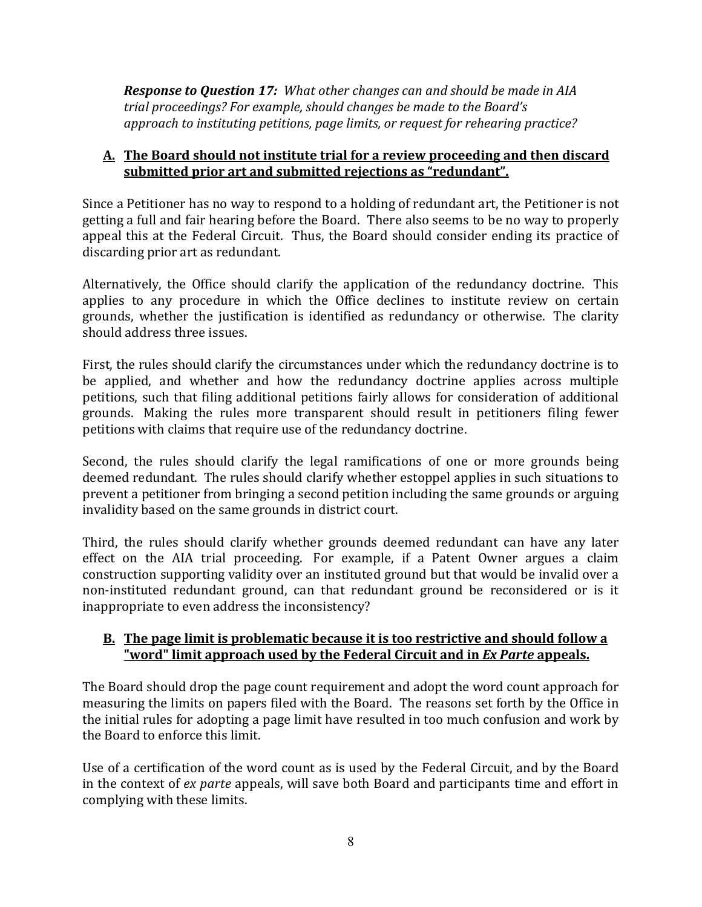***Response to Question 17:*** *What other changes can and should be made in AIA trial proceedings? For example, should changes be made to the Board's approach to instituting petitions, page limits, or request for rehearing practice?*

### A. The Board should not institute trial for a review proceeding and then discard submitted prior art and submitted rejections as "redundant".

Since a Petitioner has no way to respond to a holding of redundant art, the Petitioner is not getting a full and fair hearing before the Board. There also seems to be no way to properly appeal this at the Federal Circuit. Thus, the Board should consider ending its practice of discarding prior art as redundant.

Alternatively, the Office should clarify the application of the redundancy doctrine. This applies to any procedure in which the Office declines to institute review on certain grounds, whether the justification is identified as redundancy or otherwise. The clarity should address three issues.

First, the rules should clarify the circumstances under which the redundancy doctrine is to be applied, and whether and how the redundancy doctrine applies across multiple petitions, such that filing additional petitions fairly allows for consideration of additional grounds. Making the rules more transparent should result in petitioners filing fewer petitions with claims that require use of the redundancy doctrine.

Second, the rules should clarify the legal ramifications of one or more grounds being deemed redundant. The rules should clarify whether estoppel applies in such situations to prevent a petitioner from bringing a second petition including the same grounds or arguing invalidity based on the same grounds in district court.

Third, the rules should clarify whether grounds deemed redundant can have any later effect on the AIA trial proceeding. For example, if a Patent Owner argues a claim construction supporting validity over an instituted ground but that would be invalid over a non-instituted redundant ground, can that redundant ground be reconsidered or is it inappropriate to even address the inconsistency?

### B. The page limit is problematic because it is too restrictive and should follow a "word" limit approach used by the Federal Circuit and in *Ex Parte* appeals.

The Board should drop the page count requirement and adopt the word count approach for measuring the limits on papers filed with the Board. The reasons set forth by the Office in the initial rules for adopting a page limit have resulted in too much confusion and work by the Board to enforce this limit.

Use of a certification of the word count as is used by the Federal Circuit, and by the Board in the context of *ex parte* appeals, will save both Board and participants time and effort in complying with these limits.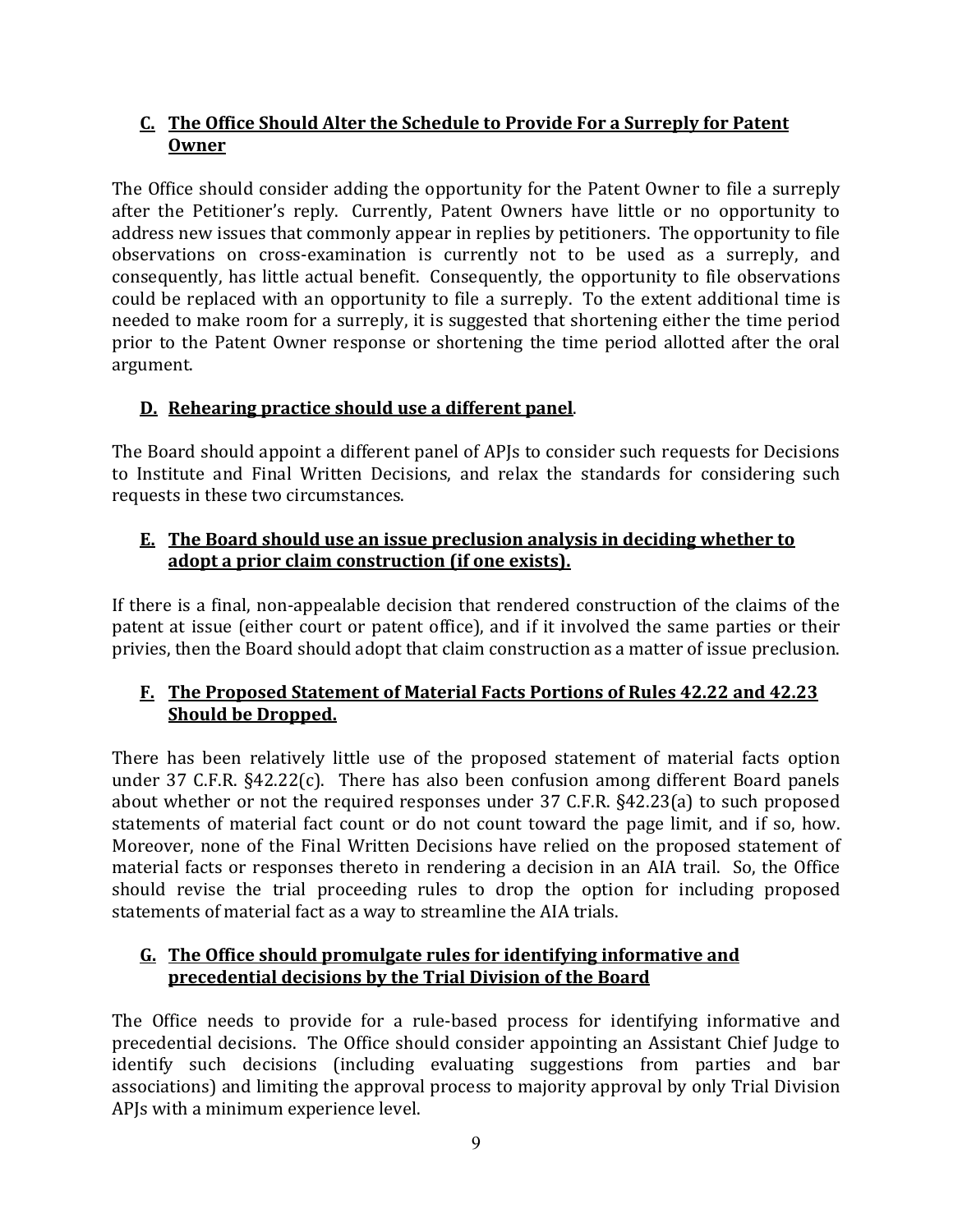### C. The Office Should Alter the Schedule to Provide For a Surreply for Patent Owner

The Office should consider adding the opportunity for the Patent Owner to file a surreply after the Petitioner's reply. Currently, Patent Owners have little or no opportunity to address new issues that commonly appear in replies by petitioners. The opportunity to file observations on cross-examination is currently not to be used as a surreply, and consequently, has little actual benefit. Consequently, the opportunity to file observations could be replaced with an opportunity to file a surreply. To the extent additional time is needed to make room for a surreply, it is suggested that shortening either the time period prior to the Patent Owner response or shortening the time period allotted after the oral argument.

### D. Rehearing practice should use a different panel.

The Board should appoint a different panel of APJs to consider such requests for Decisions to Institute and Final Written Decisions, and relax the standards for considering such requests in these two circumstances.

### E. The Board should use an issue preclusion analysis in deciding whether to adopt a prior claim construction (if one exists).

If there is a final, non-appealable decision that rendered construction of the claims of the patent at issue (either court or patent office), and if it involved the same parties or their privies, then the Board should adopt that claim construction as a matter of issue preclusion.

### F. The Proposed Statement of Material Facts Portions of Rules 42.22 and 42.23 Should be Dropped.

There has been relatively little use of the proposed statement of material facts option under 37 C.F.R. §42.22(c). There has also been confusion among different Board panels about whether or not the required responses under 37 C.F.R. §42.23(a) to such proposed statements of material fact count or do not count toward the page limit, and if so, how. Moreover, none of the Final Written Decisions have relied on the proposed statement of material facts or responses thereto in rendering a decision in an AIA trail. So, the Office should revise the trial proceeding rules to drop the option for including proposed statements of material fact as a way to streamline the AIA trials.

### G. The Office should promulgate rules for identifying informative and precedential decisions by the Trial Division of the Board

The Office needs to provide for a rule-based process for identifying informative and precedential decisions. The Office should consider appointing an Assistant Chief Judge to identify such decisions (including evaluating suggestions from parties and bar associations) and limiting the approval process to majority approval by only Trial Division APJs with a minimum experience level.